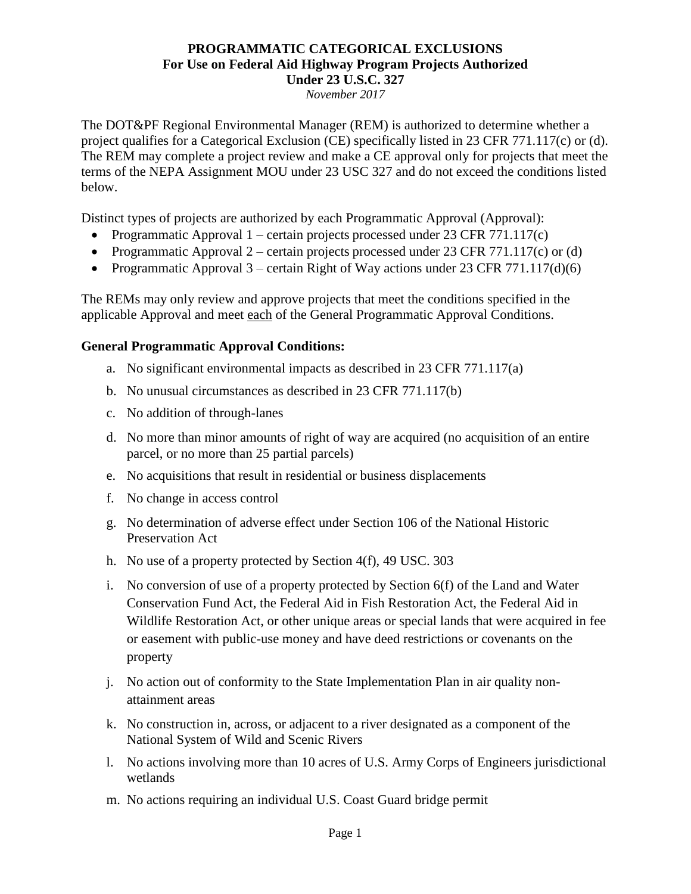# PROGRAMMATIC CATEGORICAL EXCLUSIONS
## For Use on Federal Aid Highway Program Projects Authorized Under 23 U.S.C. 327

*November 2017*

The DOT&PF Regional Environmental Manager (REM) is authorized to determine whether a project qualifies for a Categorical Exclusion (CE) specifically listed in 23 CFR 771.117(c) or (d). The REM may complete a project review and make a CE approval only for projects that meet the terms of the NEPA Assignment MOU under 23 USC 327 and do not exceed the conditions listed below.

Distinct types of projects are authorized by each Programmatic Approval (Approval):

- Programmatic Approval 1 – certain projects processed under 23 CFR 771.117(c)
- Programmatic Approval 2 – certain projects processed under 23 CFR 771.117(c) or (d)
- Programmatic Approval 3 – certain Right of Way actions under 23 CFR 771.117(d)(6)

The REMs may only review and approve projects that meet the conditions specified in the applicable Approval and meet <u>each</u> of the General Programmatic Approval Conditions.

### General Programmatic Approval Conditions:

a. No significant environmental impacts as described in 23 CFR 771.117(a)

b. No unusual circumstances as described in 23 CFR 771.117(b)

c. No addition of through-lanes

d. No more than minor amounts of right of way are acquired (no acquisition of an entire parcel, or no more than 25 partial parcels)

e. No acquisitions that result in residential or business displacements

f. No change in access control

g. No determination of adverse effect under Section 106 of the National Historic Preservation Act

h. No use of a property protected by Section 4(f), 49 USC. 303

i. No conversion of use of a property protected by Section 6(f) of the Land and Water Conservation Fund Act, the Federal Aid in Fish Restoration Act, the Federal Aid in Wildlife Restoration Act, or other unique areas or special lands that were acquired in fee or easement with public-use money and have deed restrictions or covenants on the property

j. No action out of conformity to the State Implementation Plan in air quality non-attainment areas

k. No construction in, across, or adjacent to a river designated as a component of the National System of Wild and Scenic Rivers

l. No actions involving more than 10 acres of U.S. Army Corps of Engineers jurisdictional wetlands

m. No actions requiring an individual U.S. Coast Guard bridge permit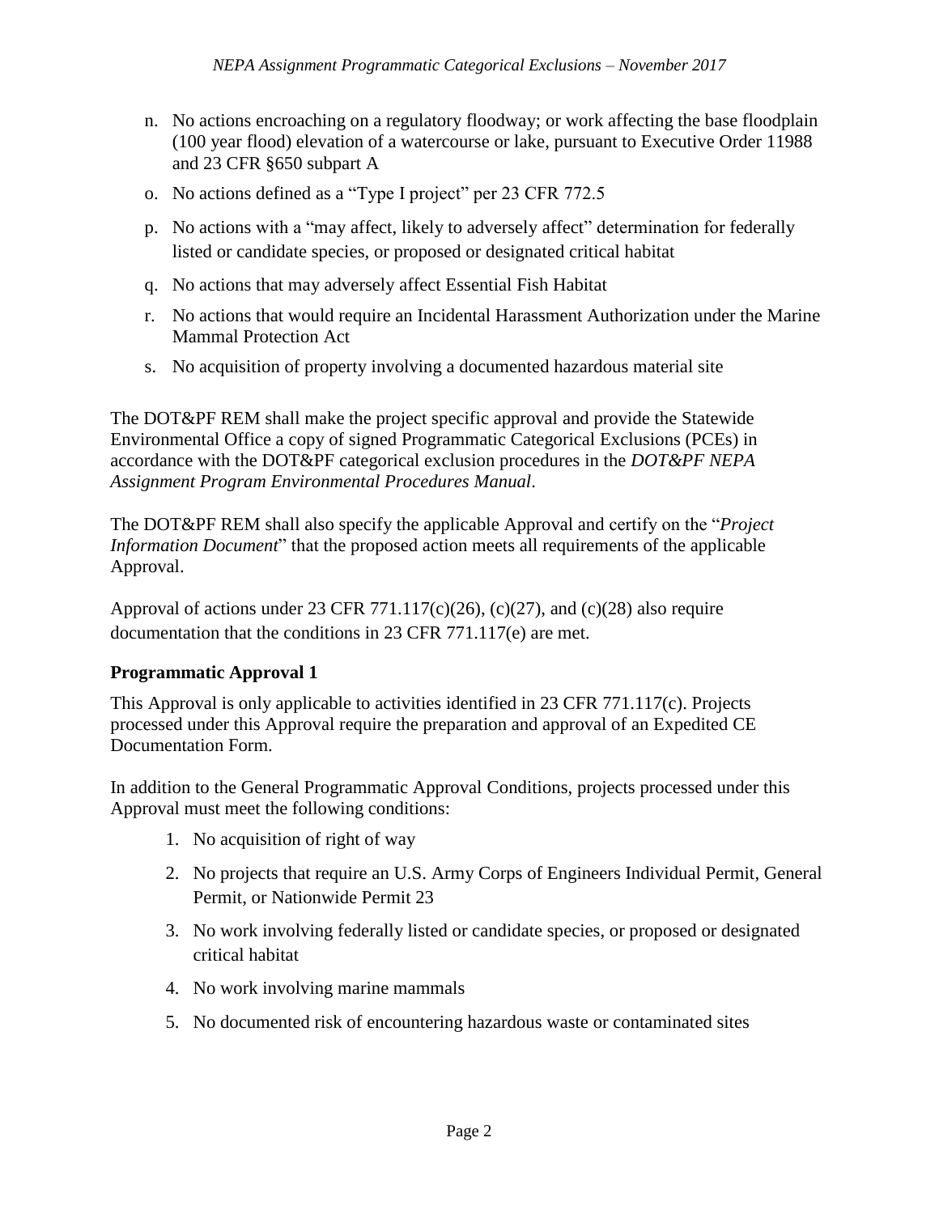n. No actions encroaching on a regulatory floodway; or work affecting the base floodplain (100 year flood) elevation of a watercourse or lake, pursuant to Executive Order 11988 and 23 CFR §650 subpart A
o. No actions defined as a "Type I project" per 23 CFR 772.5
p. No actions with a "may affect, likely to adversely affect" determination for federally listed or candidate species, or proposed or designated critical habitat
q. No actions that may adversely affect Essential Fish Habitat
r. No actions that would require an Incidental Harassment Authorization under the Marine Mammal Protection Act
s. No acquisition of property involving a documented hazardous material site

The DOT&PF REM shall make the project specific approval and provide the Statewide Environmental Office a copy of signed Programmatic Categorical Exclusions (PCEs) in accordance with the DOT&PF categorical exclusion procedures in the *DOT&PF NEPA Assignment Program Environmental Procedures Manual*.

The DOT&PF REM shall also specify the applicable Approval and certify on the "*Project Information Document*" that the proposed action meets all requirements of the applicable Approval.

Approval of actions under 23 CFR 771.117(c)(26), (c)(27), and (c)(28) also require documentation that the conditions in 23 CFR 771.117(e) are met.

**Programmatic Approval 1**

This Approval is only applicable to activities identified in 23 CFR 771.117(c). Projects processed under this Approval require the preparation and approval of an Expedited CE Documentation Form.

In addition to the General Programmatic Approval Conditions, projects processed under this Approval must meet the following conditions:

1. No acquisition of right of way
2. No projects that require an U.S. Army Corps of Engineers Individual Permit, General Permit, or Nationwide Permit 23
3. No work involving federally listed or candidate species, or proposed or designated critical habitat
4. No work involving marine mammals
5. No documented risk of encountering hazardous waste or contaminated sites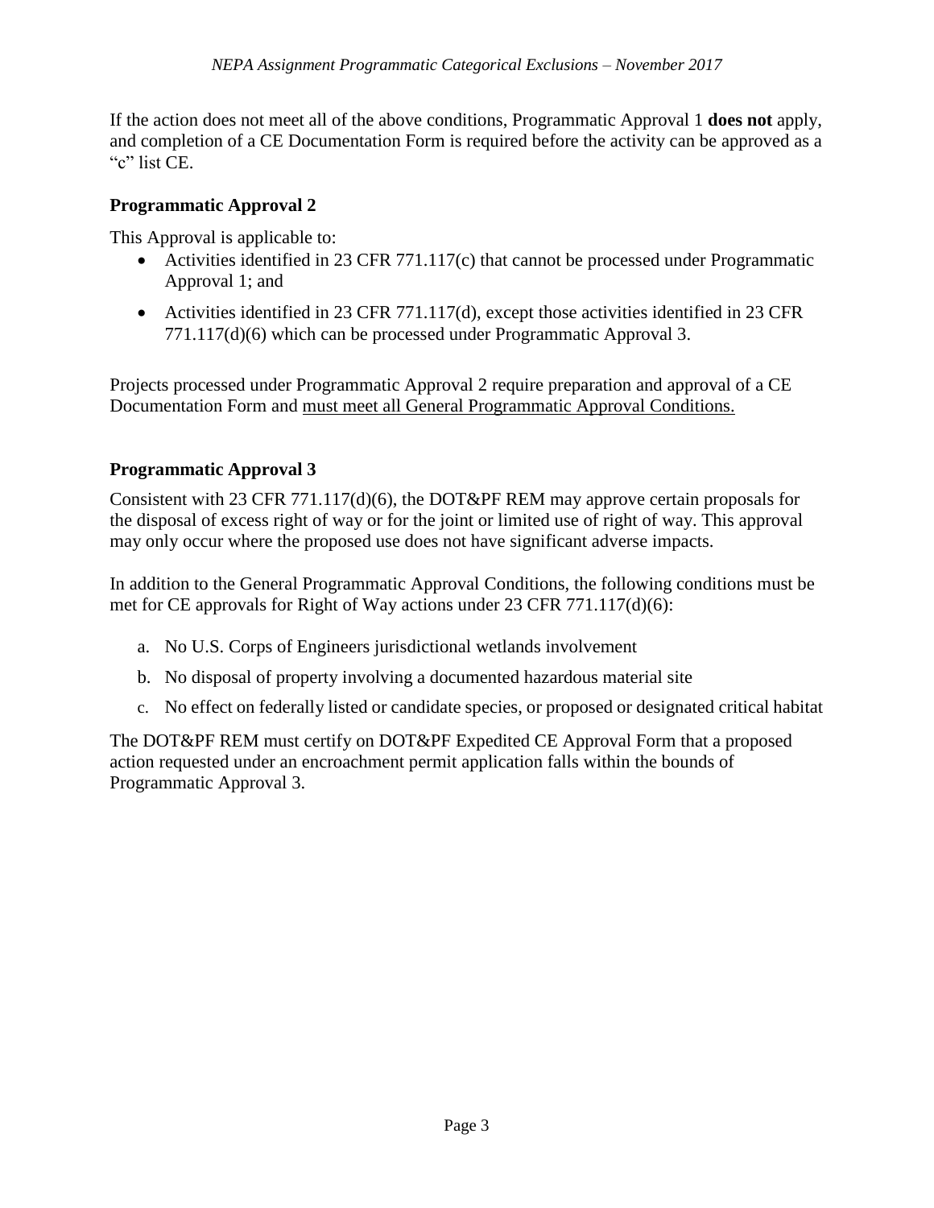If the action does not meet all of the above conditions, Programmatic Approval 1 **does not** apply, and completion of a CE Documentation Form is required before the activity can be approved as a "c" list CE.

### Programmatic Approval 2

This Approval is applicable to:

- Activities identified in 23 CFR 771.117(c) that cannot be processed under Programmatic Approval 1; and
- Activities identified in 23 CFR 771.117(d), except those activities identified in 23 CFR 771.117(d)(6) which can be processed under Programmatic Approval 3.

Projects processed under Programmatic Approval 2 require preparation and approval of a CE Documentation Form and must meet all General Programmatic Approval Conditions.

### Programmatic Approval 3

Consistent with 23 CFR 771.117(d)(6), the DOT&PF REM may approve certain proposals for the disposal of excess right of way or for the joint or limited use of right of way. This approval may only occur where the proposed use does not have significant adverse impacts.

In addition to the General Programmatic Approval Conditions, the following conditions must be met for CE approvals for Right of Way actions under 23 CFR 771.117(d)(6):

a. No U.S. Corps of Engineers jurisdictional wetlands involvement
b. No disposal of property involving a documented hazardous material site
c. No effect on federally listed or candidate species, or proposed or designated critical habitat

The DOT&PF REM must certify on DOT&PF Expedited CE Approval Form that a proposed action requested under an encroachment permit application falls within the bounds of Programmatic Approval 3.